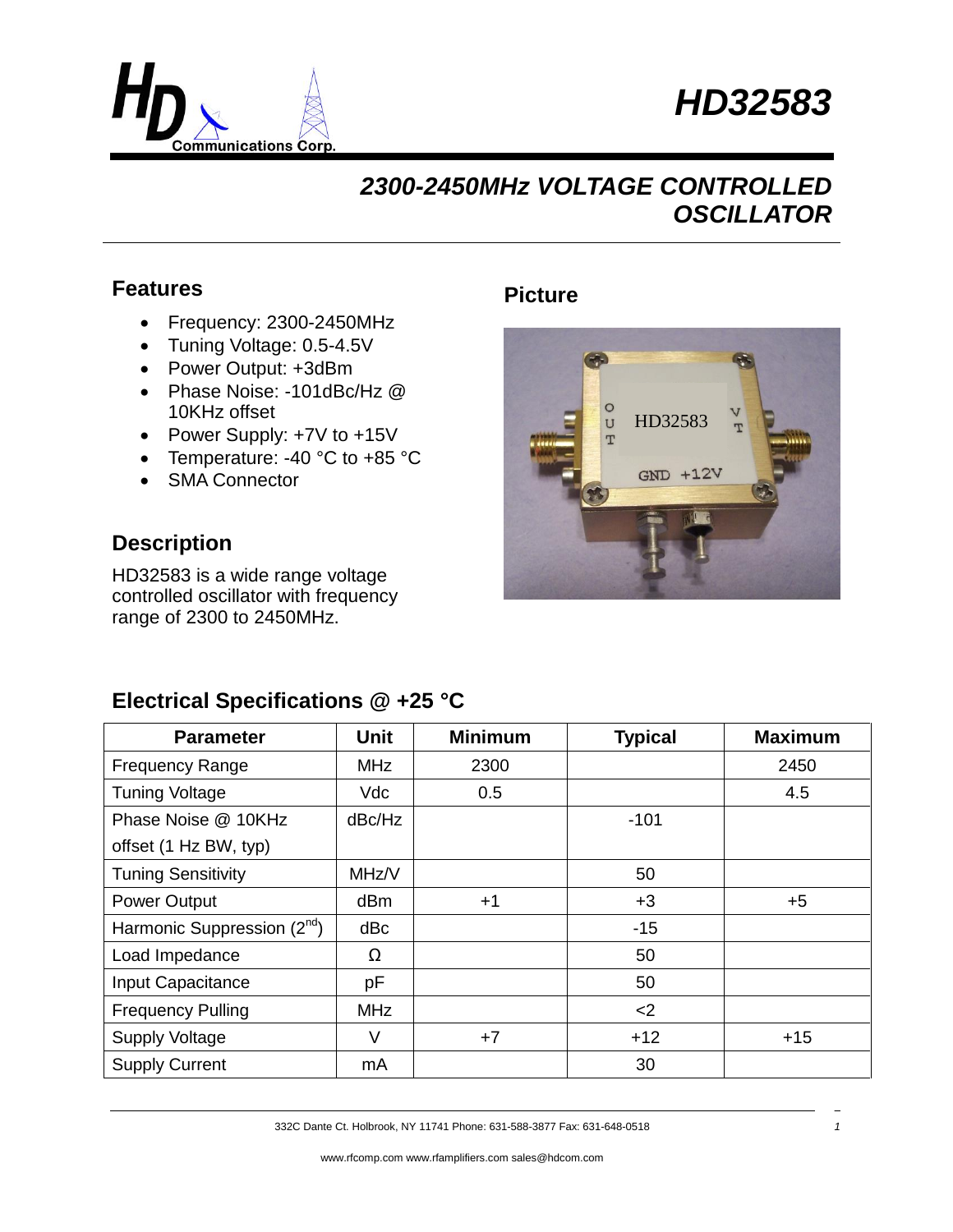# HD32583

## 2300-2450MHz VOLTAGE CONTROLLED OSCILLATOR

### Features

- Frequency: 2300-2450MHz
- Tuning Voltage: 0.5-4.5V
- Power Output: +3dBm
- Phase Noise: -101dBc/Hz @ 10KHz offset
- Power Supply: +7V to +15V
- Temperature: -40 °C to +85 °C
- SMA Connector

### Picture

### Description

HD32583 is a wide range voltage controlled oscillator with frequency range of 2300 to 2450MHz.

### Electrical Specifications @ +25 °C

| Parameter | Unit | Minimum | Typical | Maximum |
| --- | --- | --- | --- | --- |
| Frequency Range | MHz | 2300 | | 2450 |
| Tuning Voltage | Vdc | 0.5 | | 4.5 |
| Phase Noise @ 10KHz offset (1 Hz BW, typ) | dBc/Hz | | -101 | |
| Tuning Sensitivity | MHz/V | | 50 | |
| Power Output | dBm | +1 | +3 | +5 |
| Harmonic Suppression (2nd) | dBc | | -15 | |
| Load Impedance | Ω | | 50 | |
| Input Capacitance | pF | | 50 | |
| Frequency Pulling | MHz | | <2 | |
| Supply Voltage | V | +7 | +12 | +15 |
| Supply Current | mA | | 30 | |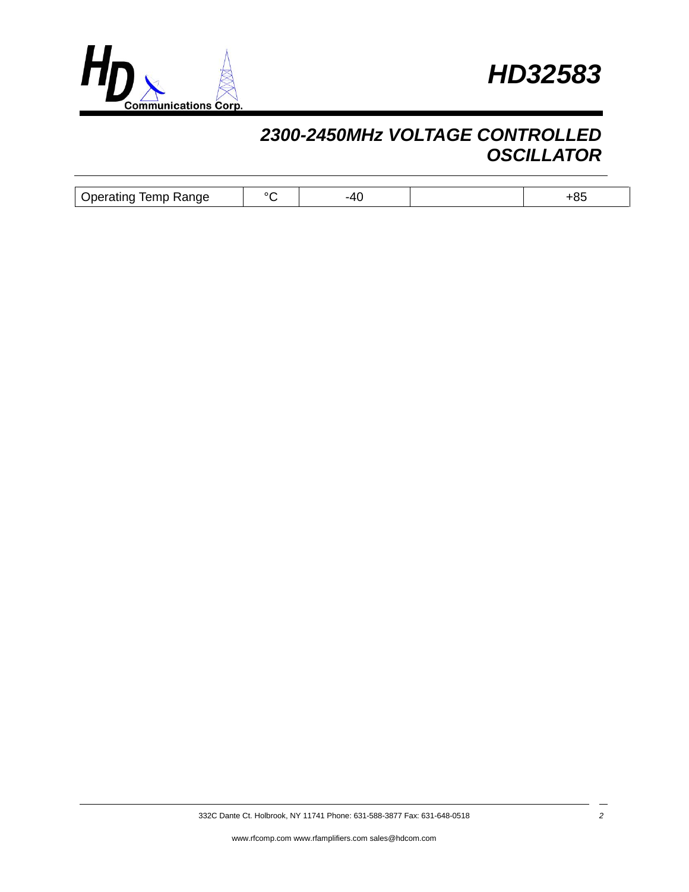| Operating Temp Range | °C | -40 | | +85 |
|---|---|---|---|---|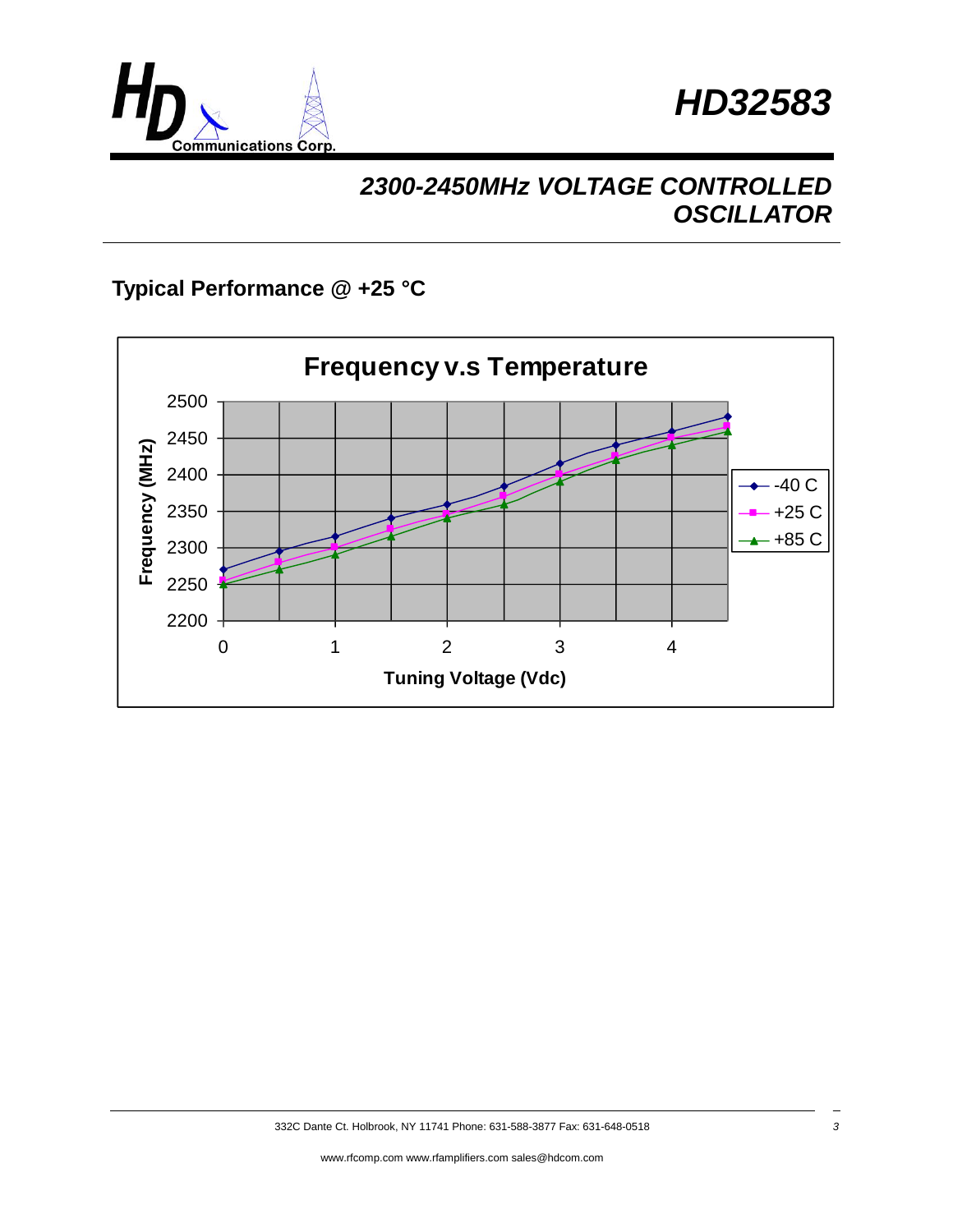# HD32583

## 2300-2450MHz VOLTAGE CONTROLLED OSCILLATOR

### Typical Performance @ +25 °C

**Frequency v.s Temperature**

Frequency (MHz) vs. Tuning Voltage (Vdc)

Legend: -40 C, +25 C, +85 C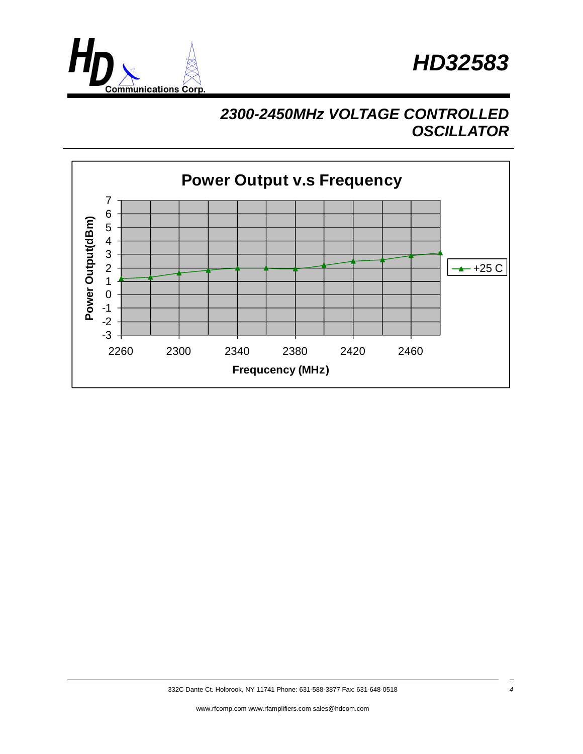# HD32583

## 2300-2450MHz VOLTAGE CONTROLLED OSCILLATOR

**Power Output v.s Frequency**

Power Output(dBm): 7, 6, 5, 4, 3, 2, 1, 0, -1, -2, -3

Frequcency (MHz): 2260, 2300, 2340, 2380, 2420, 2460

+25 C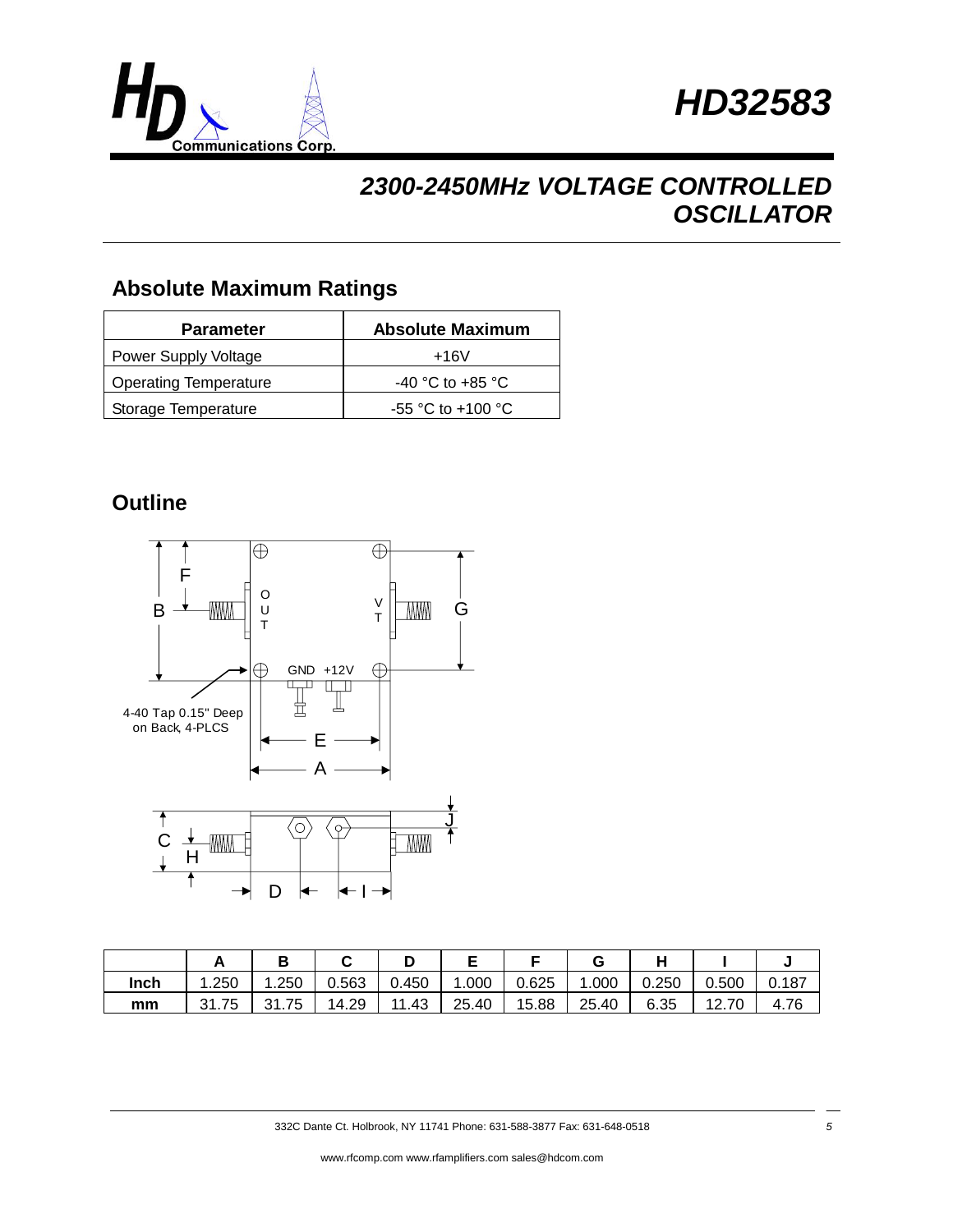# HD32583

## 2300-2450MHz VOLTAGE CONTROLLED OSCILLATOR

## Absolute Maximum Ratings

| Parameter | Absolute Maximum |
|---|---|
| Power Supply Voltage | +16V |
| Operating Temperature | -40 °C to +85 °C |
| Storage Temperature | -55 °C to +100 °C |

## Outline

F
B
O U T
V T
G
GND +12V
4-40 Tap 0.15" Deep on Back, 4-PLCS
E
A
C
H
D
I
J

| | A | B | C | D | E | F | G | H | I | J |
|---|---|---|---|---|---|---|---|---|---|---|
| **Inch** | 1.250 | 1.250 | 0.563 | 0.450 | 1.000 | 0.625 | 1.000 | 0.250 | 0.500 | 0.187 |
| **mm** | 31.75 | 31.75 | 14.29 | 11.43 | 25.40 | 15.88 | 25.40 | 6.35 | 12.70 | 4.76 |

332C Dante Ct. Holbrook, NY 11741 Phone: 631-588-3877 Fax: 631-648-0518

www.rfcomp.com www.rfamplifiers.com sales@hdcom.com